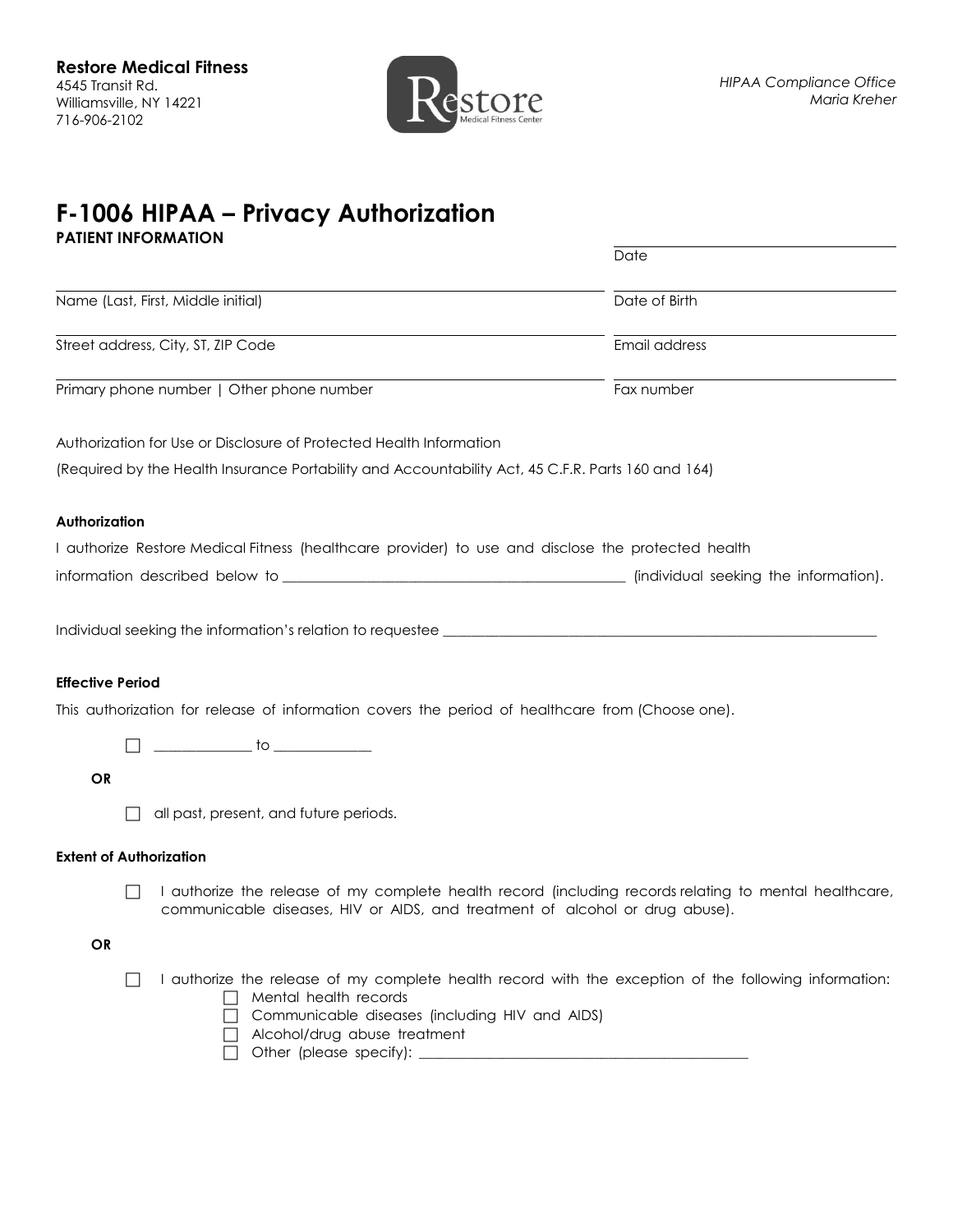**Restore Medical Fitness**
4545 Transit Rd.
Williamsville, NY 14221
716-906-2102

*HIPAA Compliance Office*
*Maria Kreher*

# F-1006 HIPAA – Privacy Authorization

**PATIENT INFORMATION**

| | |
|---|---|
| | Date |
| Name (Last, First, Middle initial) | Date of Birth |
| Street address, City, ST, ZIP Code | Email address |
| Primary phone number \| Other phone number | Fax number |

Authorization for Use or Disclosure of Protected Health Information

(Required by the Health Insurance Portability and Accountability Act, 45 C.F.R. Parts 160 and 164)

**Authorization**

I authorize Restore Medical Fitness (healthcare provider) to use and disclose the protected health information described below to ________________________________________________ (individual seeking the information).

Individual seeking the information's relation to requestee ______________________________________________________________

**Effective Period**

This authorization for release of information covers the period of healthcare from (Choose one).

☐ _____________ to _____________

**OR**

☐ all past, present, and future periods.

**Extent of Authorization**

☐ I authorize the release of my complete health record (including records relating to mental healthcare, communicable diseases, HIV or AIDS, and treatment of alcohol or drug abuse).

**OR**

☐ I authorize the release of my complete health record with the exception of the following information:

- ☐ Mental health records
- ☐ Communicable diseases (including HIV and AIDS)
- ☐ Alcohol/drug abuse treatment
- ☐ Other (please specify): _____________________________________________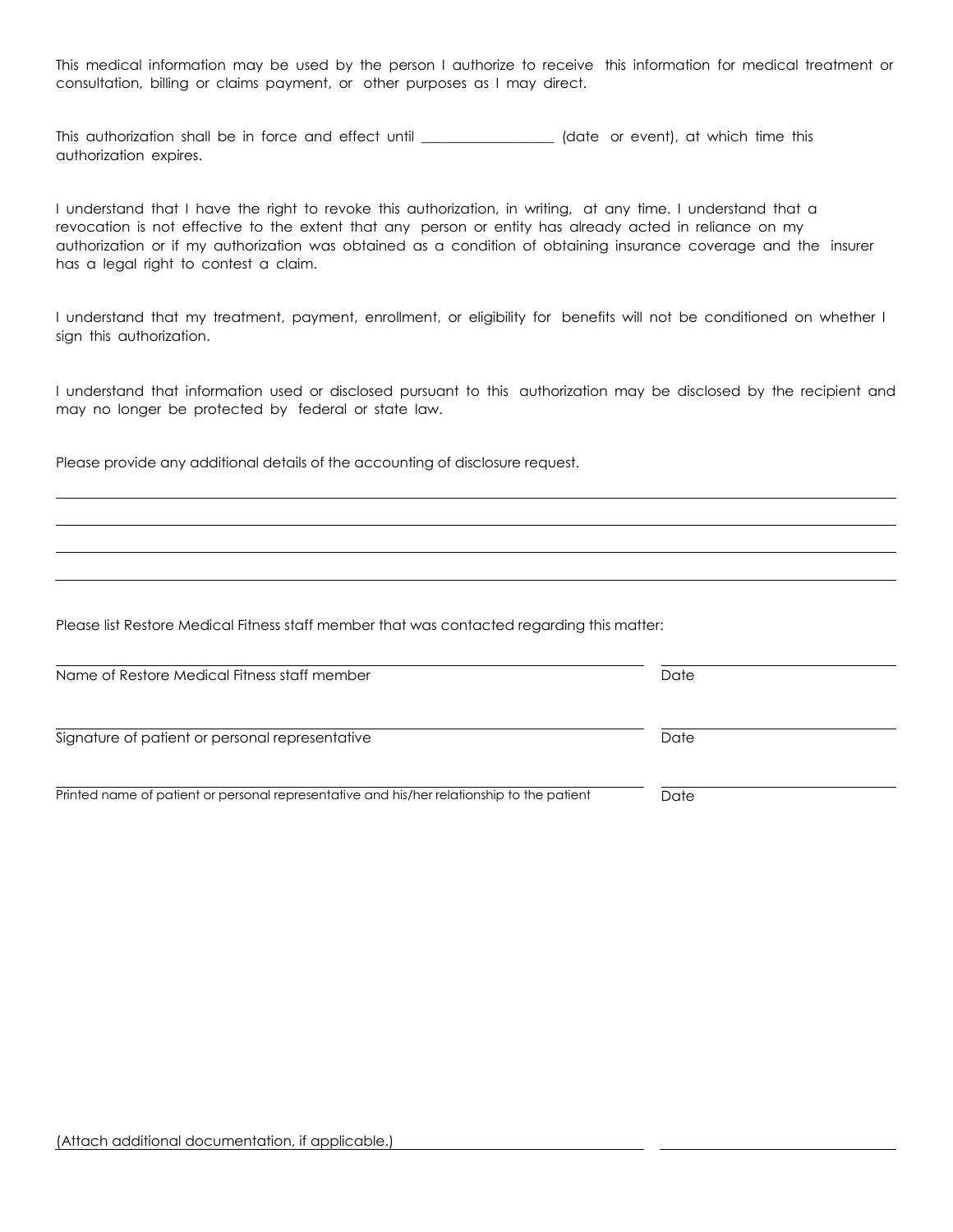This medical information may be used by the person I authorize to receive this information for medical treatment or consultation, billing or claims payment, or other purposes as I may direct.

This authorization shall be in force and effect until __________________ (date or event), at which time this authorization expires.

I understand that I have the right to revoke this authorization, in writing, at any time. I understand that a revocation is not effective to the extent that any person or entity has already acted in reliance on my authorization or if my authorization was obtained as a condition of obtaining insurance coverage and the insurer has a legal right to contest a claim.

I understand that my treatment, payment, enrollment, or eligibility for benefits will not be conditioned on whether I sign this authorization.

I understand that information used or disclosed pursuant to this authorization may be disclosed by the recipient and may no longer be protected by federal or state law.

Please provide any additional details of the accounting of disclosure request.

______________________________________________________________________________

______________________________________________________________________________

______________________________________________________________________________

______________________________________________________________________________

Please list Restore Medical Fitness staff member that was contacted regarding this matter:

______________________________________________ ____________________

Name of Restore Medical Fitness staff member Date

______________________________________________ ____________________

Signature of patient or personal representative Date

______________________________________________ ____________________

Printed name of patient or personal representative and his/her relationship to the patient Date

(Attach additional documentation, if applicable.)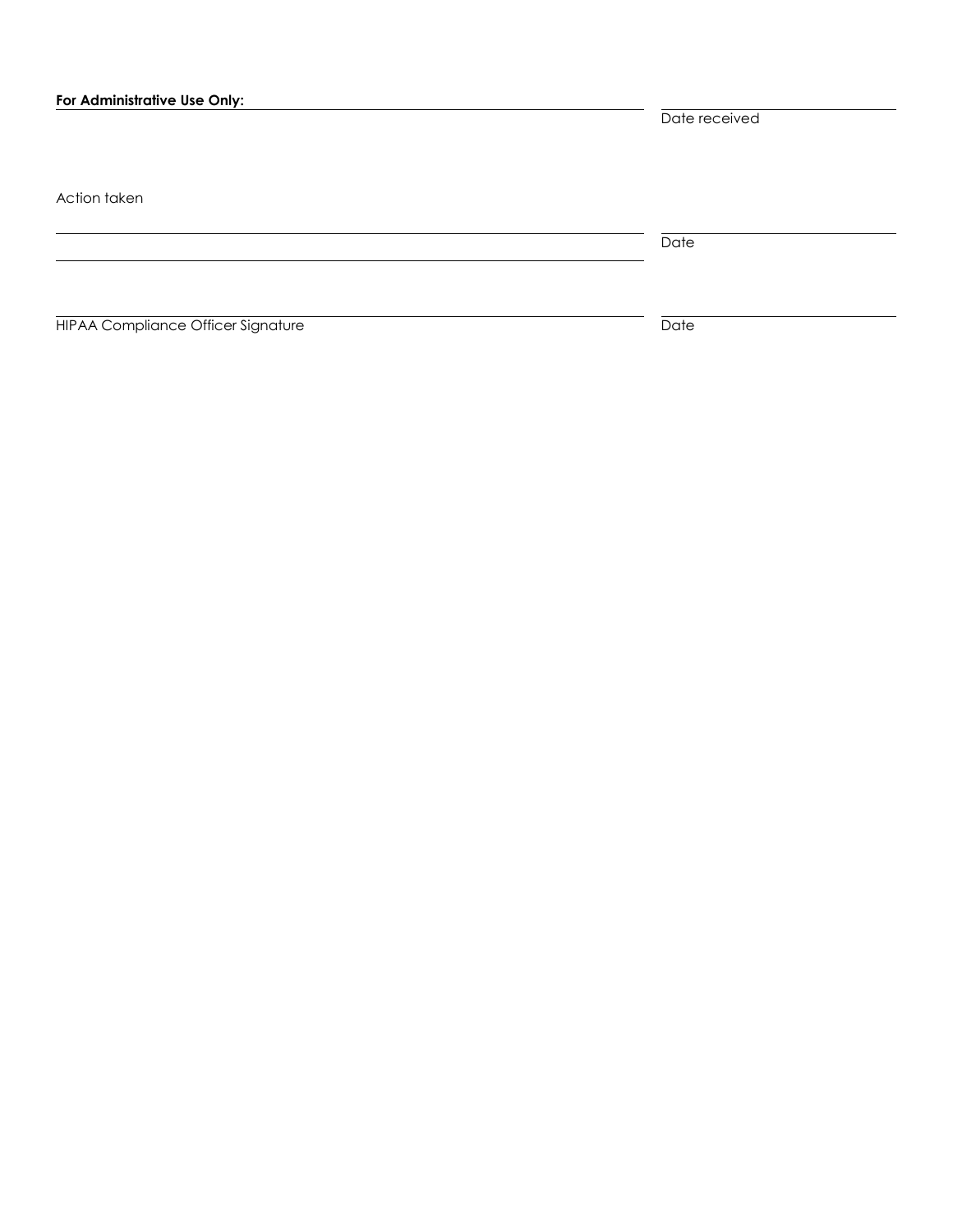**For Administrative Use Only:**

Date received

Action taken

Date

HIPAA Compliance Officer Signature

Date